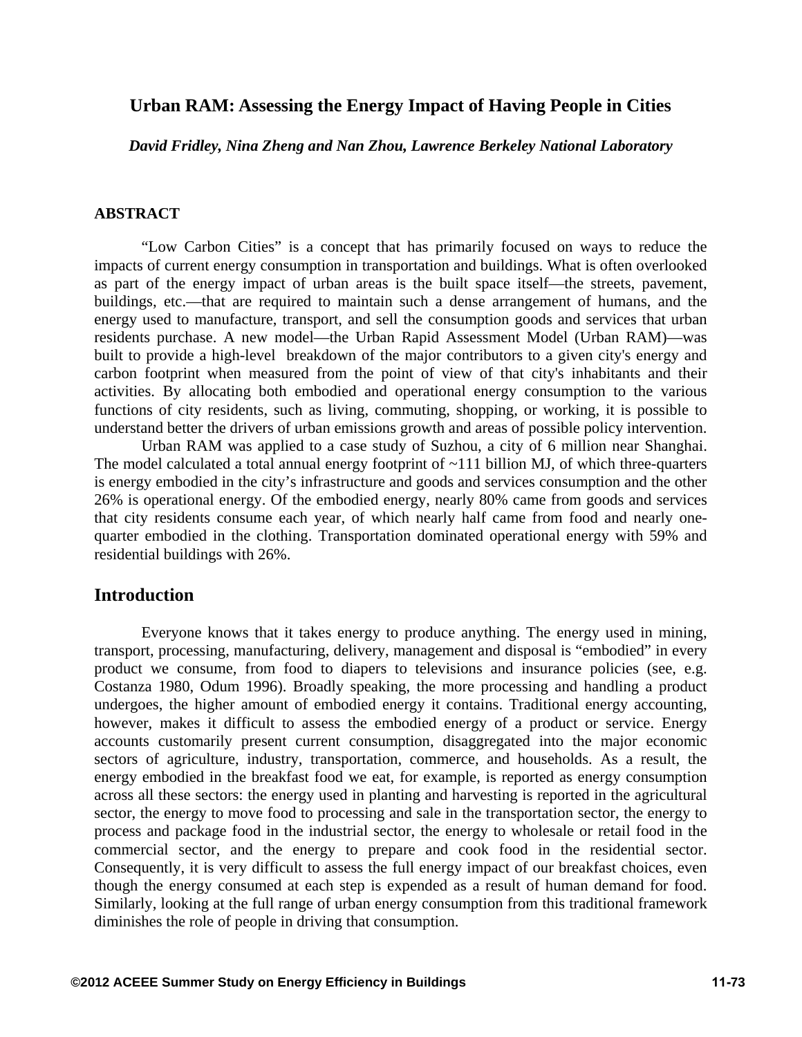# Urban RAM: Assessing the Energy Impact of Having People in Cities

***David Fridley, Nina Zheng and Nan Zhou, Lawrence Berkeley National Laboratory***

### ABSTRACT

"Low Carbon Cities" is a concept that has primarily focused on ways to reduce the impacts of current energy consumption in transportation and buildings. What is often overlooked as part of the energy impact of urban areas is the built space itself—the streets, pavement, buildings, etc.—that are required to maintain such a dense arrangement of humans, and the energy used to manufacture, transport, and sell the consumption goods and services that urban residents purchase. A new model—the Urban Rapid Assessment Model (Urban RAM)—was built to provide a high-level breakdown of the major contributors to a given city's energy and carbon footprint when measured from the point of view of that city's inhabitants and their activities. By allocating both embodied and operational energy consumption to the various functions of city residents, such as living, commuting, shopping, or working, it is possible to understand better the drivers of urban emissions growth and areas of possible policy intervention.

Urban RAM was applied to a case study of Suzhou, a city of 6 million near Shanghai. The model calculated a total annual energy footprint of ~111 billion MJ, of which three-quarters is energy embodied in the city's infrastructure and goods and services consumption and the other 26% is operational energy. Of the embodied energy, nearly 80% came from goods and services that city residents consume each year, of which nearly half came from food and nearly one-quarter embodied in the clothing. Transportation dominated operational energy with 59% and residential buildings with 26%.

## Introduction

Everyone knows that it takes energy to produce anything. The energy used in mining, transport, processing, manufacturing, delivery, management and disposal is "embodied" in every product we consume, from food to diapers to televisions and insurance policies (see, e.g. Costanza 1980, Odum 1996). Broadly speaking, the more processing and handling a product undergoes, the higher amount of embodied energy it contains. Traditional energy accounting, however, makes it difficult to assess the embodied energy of a product or service. Energy accounts customarily present current consumption, disaggregated into the major economic sectors of agriculture, industry, transportation, commerce, and households. As a result, the energy embodied in the breakfast food we eat, for example, is reported as energy consumption across all these sectors: the energy used in planting and harvesting is reported in the agricultural sector, the energy to move food to processing and sale in the transportation sector, the energy to process and package food in the industrial sector, the energy to wholesale or retail food in the commercial sector, and the energy to prepare and cook food in the residential sector. Consequently, it is very difficult to assess the full energy impact of our breakfast choices, even though the energy consumed at each step is expended as a result of human demand for food. Similarly, looking at the full range of urban energy consumption from this traditional framework diminishes the role of people in driving that consumption.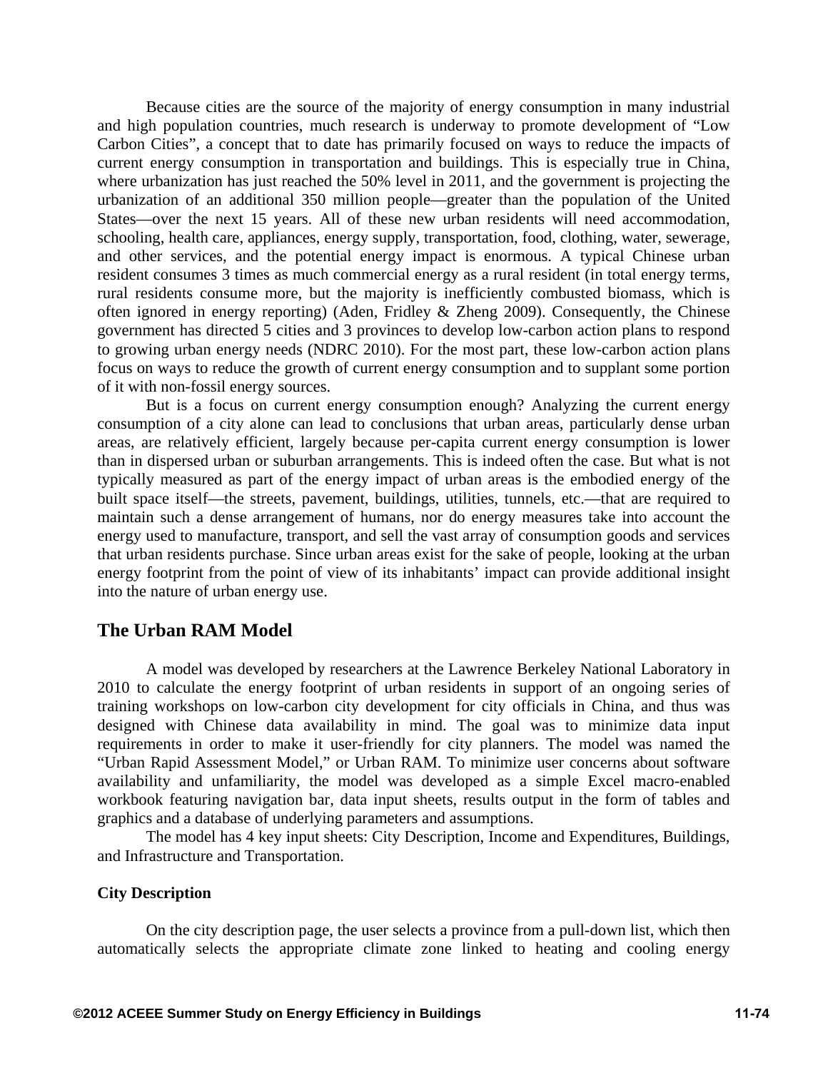Because cities are the source of the majority of energy consumption in many industrial and high population countries, much research is underway to promote development of "Low Carbon Cities", a concept that to date has primarily focused on ways to reduce the impacts of current energy consumption in transportation and buildings. This is especially true in China, where urbanization has just reached the 50% level in 2011, and the government is projecting the urbanization of an additional 350 million people—greater than the population of the United States—over the next 15 years. All of these new urban residents will need accommodation, schooling, health care, appliances, energy supply, transportation, food, clothing, water, sewerage, and other services, and the potential energy impact is enormous. A typical Chinese urban resident consumes 3 times as much commercial energy as a rural resident (in total energy terms, rural residents consume more, but the majority is inefficiently combusted biomass, which is often ignored in energy reporting) (Aden, Fridley & Zheng 2009). Consequently, the Chinese government has directed 5 cities and 3 provinces to develop low-carbon action plans to respond to growing urban energy needs (NDRC 2010). For the most part, these low-carbon action plans focus on ways to reduce the growth of current energy consumption and to supplant some portion of it with non-fossil energy sources.

But is a focus on current energy consumption enough? Analyzing the current energy consumption of a city alone can lead to conclusions that urban areas, particularly dense urban areas, are relatively efficient, largely because per-capita current energy consumption is lower than in dispersed urban or suburban arrangements. This is indeed often the case. But what is not typically measured as part of the energy impact of urban areas is the embodied energy of the built space itself—the streets, pavement, buildings, utilities, tunnels, etc.—that are required to maintain such a dense arrangement of humans, nor do energy measures take into account the energy used to manufacture, transport, and sell the vast array of consumption goods and services that urban residents purchase. Since urban areas exist for the sake of people, looking at the urban energy footprint from the point of view of its inhabitants' impact can provide additional insight into the nature of urban energy use.

## The Urban RAM Model

A model was developed by researchers at the Lawrence Berkeley National Laboratory in 2010 to calculate the energy footprint of urban residents in support of an ongoing series of training workshops on low-carbon city development for city officials in China, and thus was designed with Chinese data availability in mind. The goal was to minimize data input requirements in order to make it user-friendly for city planners. The model was named the "Urban Rapid Assessment Model," or Urban RAM. To minimize user concerns about software availability and unfamiliarity, the model was developed as a simple Excel macro-enabled workbook featuring navigation bar, data input sheets, results output in the form of tables and graphics and a database of underlying parameters and assumptions.

The model has 4 key input sheets: City Description, Income and Expenditures, Buildings, and Infrastructure and Transportation.

### City Description

On the city description page, the user selects a province from a pull-down list, which then automatically selects the appropriate climate zone linked to heating and cooling energy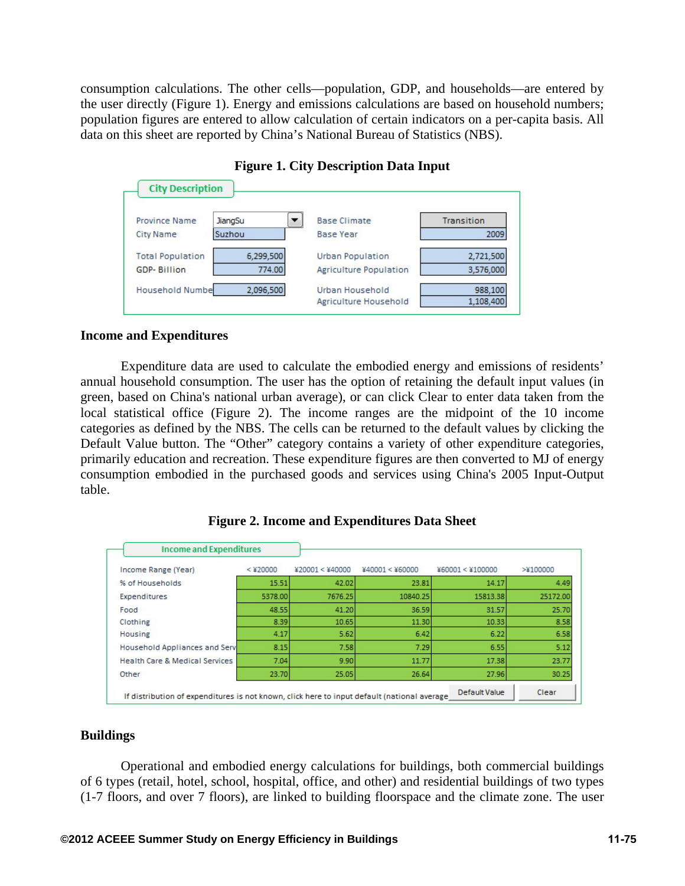consumption calculations. The other cells—population, GDP, and households—are entered by the user directly (Figure 1). Energy and emissions calculations are based on household numbers; population figures are entered to allow calculation of certain indicators on a per-capita basis. All data on this sheet are reported by China's National Bureau of Statistics (NBS).

**Figure 1. City Description Data Input**

| City Description | | | |
|---|---|---|---|
| Province Name | JiangSu | Base Climate | Transition |
| City Name | Suzhou | Base Year | 2009 |
| Total Population | 6,299,500 | Urban Population | 2,721,500 |
| GDP- Billion | 774.00 | Agriculture Population | 3,576,000 |
| Household Numbe | 2,096,500 | Urban Household | 988,100 |
| | | Agriculture Household | 1,108,400 |

## Income and Expenditures

Expenditure data are used to calculate the embodied energy and emissions of residents' annual household consumption. The user has the option of retaining the default input values (in green, based on China's national urban average), or can click Clear to enter data taken from the local statistical office (Figure 2). The income ranges are the midpoint of the 10 income categories as defined by the NBS. The cells can be returned to the default values by clicking the Default Value button. The "Other" category contains a variety of other expenditure categories, primarily education and recreation. These expenditure figures are then converted to MJ of energy consumption embodied in the purchased goods and services using China's 2005 Input-Output table.

**Figure 2. Income and Expenditures Data Sheet**

| Income Range (Year) | < ¥20000 | ¥20001 < ¥40000 | ¥40001 < ¥60000 | ¥60001 < ¥100000 | >¥100000 |
|---|---|---|---|---|---|
| % of Households | 15.51 | 42.02 | 23.81 | 14.17 | 4.49 |
| Expenditures | 5378.00 | 7676.25 | 10840.25 | 15813.38 | 25172.00 |
| Food | 48.55 | 41.20 | 36.59 | 31.57 | 25.70 |
| Clothing | 8.39 | 10.65 | 11.30 | 10.33 | 8.58 |
| Housing | 4.17 | 5.62 | 6.42 | 6.22 | 6.58 |
| Household Appliances and Serv | 8.15 | 7.58 | 7.29 | 6.55 | 5.12 |
| Health Care & Medical Services | 7.04 | 9.90 | 11.77 | 17.38 | 23.77 |
| Other | 23.70 | 25.05 | 26.64 | 27.96 | 30.25 |

If distribution of expenditures is not known, click here to input default (national average) | Default Value | Clear

## Buildings

Operational and embodied energy calculations for buildings, both commercial buildings of 6 types (retail, hotel, school, hospital, office, and other) and residential buildings of two types (1-7 floors, and over 7 floors), are linked to building floorspace and the climate zone. The user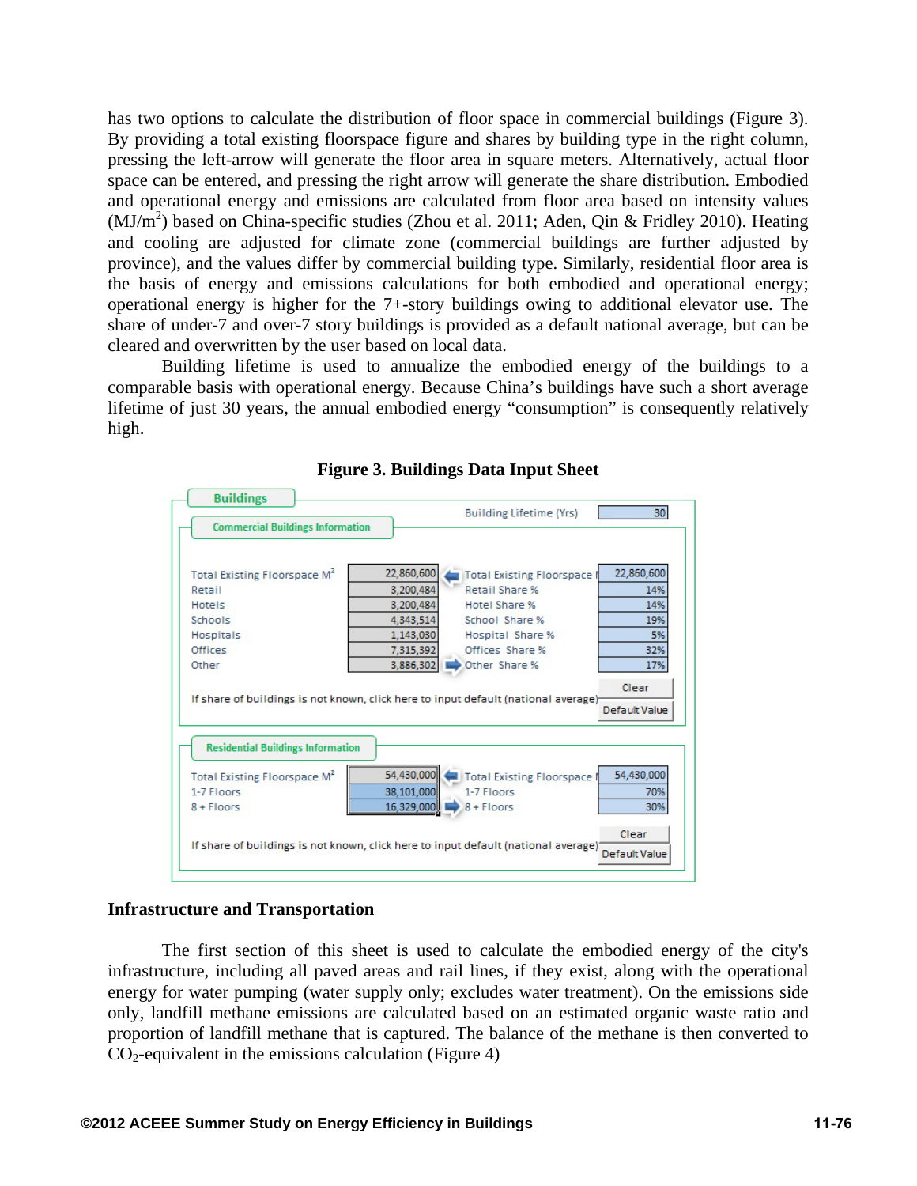has two options to calculate the distribution of floor space in commercial buildings (Figure 3). By providing a total existing floorspace figure and shares by building type in the right column, pressing the left-arrow will generate the floor area in square meters. Alternatively, actual floor space can be entered, and pressing the right arrow will generate the share distribution. Embodied and operational energy and emissions are calculated from floor area based on intensity values ($MJ/m^2$) based on China-specific studies (Zhou et al. 2011; Aden, Qin & Fridley 2010). Heating and cooling are adjusted for climate zone (commercial buildings are further adjusted by province), and the values differ by commercial building type. Similarly, residential floor area is the basis of energy and emissions calculations for both embodied and operational energy; operational energy is higher for the 7+-story buildings owing to additional elevator use. The share of under-7 and over-7 story buildings is provided as a default national average, but can be cleared and overwritten by the user based on local data.

Building lifetime is used to annualize the embodied energy of the buildings to a comparable basis with operational energy. Because China's buildings have such a short average lifetime of just 30 years, the annual embodied energy "consumption" is consequently relatively high.

**Figure 3. Buildings Data Input Sheet**

**Buildings** — Building Lifetime (Yrs): 30

**Commercial Buildings Information**

| | Floorspace | | | Share |
|---|---|---|---|---|
| Total Existing Floorspace $M^2$ | 22,860,600 | ⬅ | Total Existing Floorspace | 22,860,600 |
| Retail | 3,200,484 | | Retail Share % | 14% |
| Hotels | 3,200,484 | | Hotel Share % | 14% |
| Schools | 4,343,514 | | School Share % | 19% |
| Hospitals | 1,143,030 | | Hospital Share % | 5% |
| Offices | 7,315,392 | | Offices Share % | 32% |
| Other | 3,886,302 | ➡ | Other Share % | 17% |

If share of buildings is not known, click here to input default (national average) [Clear] [Default Value]

**Residential Buildings Information**

| | Floorspace | | | Share |
|---|---|---|---|---|
| Total Existing Floorspace $M^2$ | 54,430,000 | ⬅ | Total Existing Floorspace | 54,430,000 |
| 1-7 Floors | 38,101,000 | | 1-7 Floors | 70% |
| 8 + Floors | 16,329,000 | ➡ | 8 + Floors | 30% |

If share of buildings is not known, click here to input default (national average) [Clear] [Default Value]

## Infrastructure and Transportation

The first section of this sheet is used to calculate the embodied energy of the city's infrastructure, including all paved areas and rail lines, if they exist, along with the operational energy for water pumping (water supply only; excludes water treatment). On the emissions side only, landfill methane emissions are calculated based on an estimated organic waste ratio and proportion of landfill methane that is captured. The balance of the methane is then converted to $CO_2$-equivalent in the emissions calculation (Figure 4)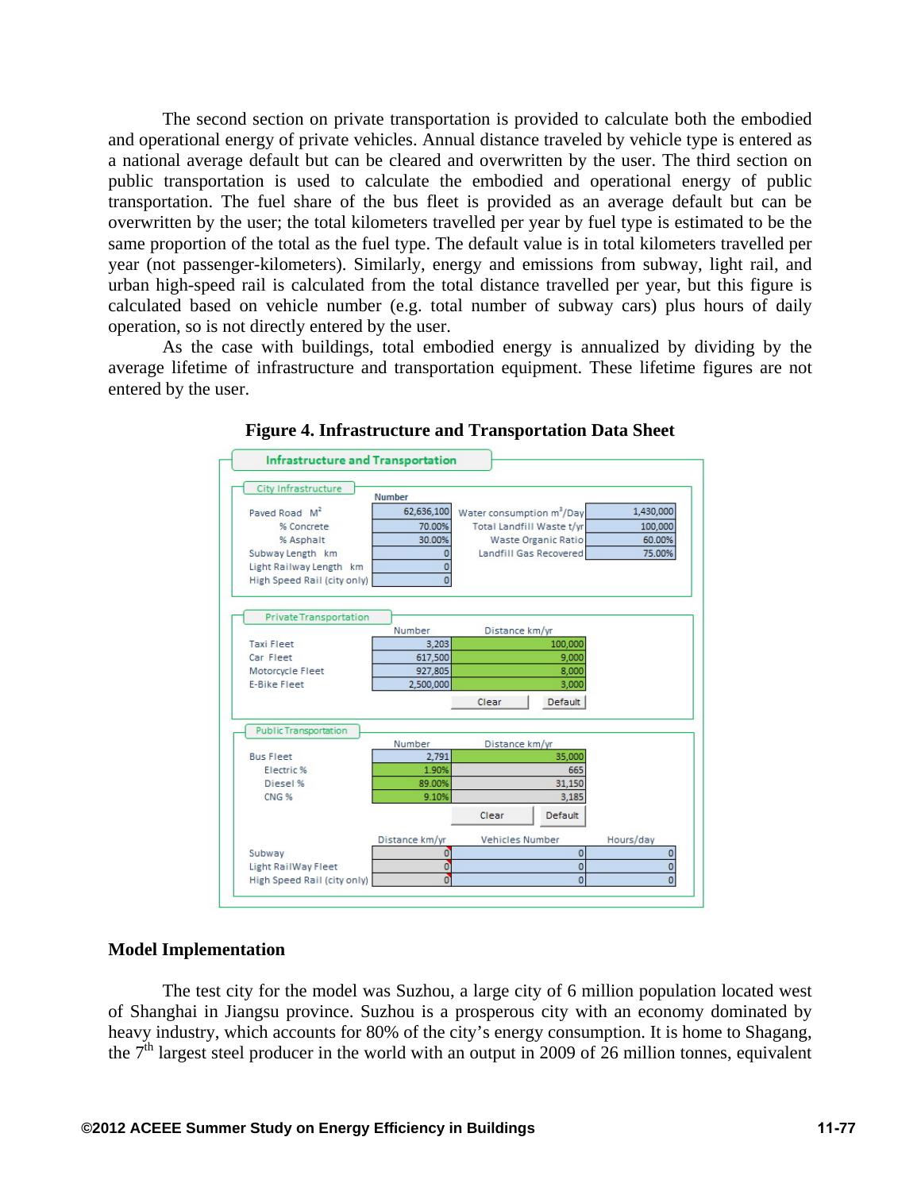The second section on private transportation is provided to calculate both the embodied and operational energy of private vehicles. Annual distance traveled by vehicle type is entered as a national average default but can be cleared and overwritten by the user. The third section on public transportation is used to calculate the embodied and operational energy of public transportation. The fuel share of the bus fleet is provided as an average default but can be overwritten by the user; the total kilometers travelled per year by fuel type is estimated to be the same proportion of the total as the fuel type. The default value is in total kilometers travelled per year (not passenger-kilometers). Similarly, energy and emissions from subway, light rail, and urban high-speed rail is calculated from the total distance travelled per year, but this figure is calculated based on vehicle number (e.g. total number of subway cars) plus hours of daily operation, so is not directly entered by the user.

As the case with buildings, total embodied energy is annualized by dividing by the average lifetime of infrastructure and transportation equipment. These lifetime figures are not entered by the user.

**Figure 4. Infrastructure and Transportation Data Sheet**

**Infrastructure and Transportation**

City Infrastructure

| | Number | | |
|---|---|---|---|
| Paved Road $M^2$ | 62,636,100 | Water consumption $m^3$/Day | 1,430,000 |
| % Concrete | 70.00% | Total Landfill Waste t/yr | 100,000 |
| % Asphalt | 30.00% | Waste Organic Ratio | 60.00% |
| Subway Length km | 0 | Landfill Gas Recovered | 75.00% |
| Light Railway Length km | 0 | | |
| High Speed Rail (city only) | 0 | | |

Private Transportation

| | Number | Distance km/yr |
|---|---|---|
| Taxi Fleet | 3,203 | 100,000 |
| Car Fleet | 617,500 | 9,000 |
| Motorcycle Fleet | 927,805 | 8,000 |
| E-Bike Fleet | 2,500,000 | 3,000 |

Clear | Default

Public Transportation

| | Number | Distance km/yr |
|---|---|---|
| Bus Fleet | 2,791 | 35,000 |
| Electric % | 1.90% | 665 |
| Diesel % | 89.00% | 31,150 |
| CNG % | 9.10% | 3,185 |

Clear | Default

| | Distance km/yr | Vehicles Number | Hours/day |
|---|---|---|---|
| Subway | 0 | 0 | 0 |
| Light RailWay Fleet | 0 | 0 | 0 |
| High Speed Rail (city only) | 0 | 0 | 0 |

## Model Implementation

The test city for the model was Suzhou, a large city of 6 million population located west of Shanghai in Jiangsu province. Suzhou is a prosperous city with an economy dominated by heavy industry, which accounts for 80% of the city's energy consumption. It is home to Shagang, the 7th largest steel producer in the world with an output in 2009 of 26 million tonnes, equivalent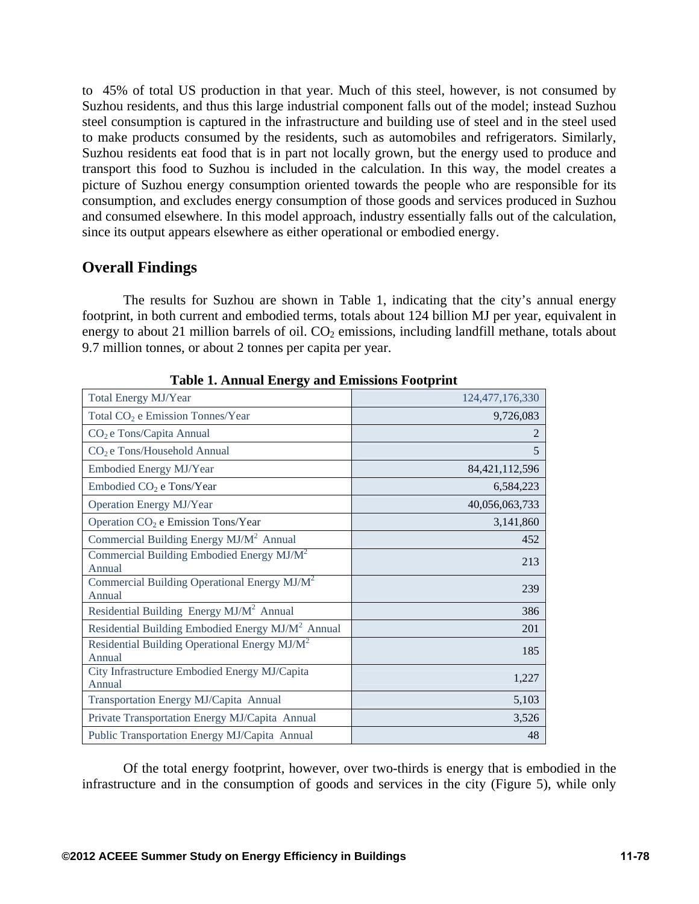to 45% of total US production in that year. Much of this steel, however, is not consumed by Suzhou residents, and thus this large industrial component falls out of the model; instead Suzhou steel consumption is captured in the infrastructure and building use of steel and in the steel used to make products consumed by the residents, such as automobiles and refrigerators. Similarly, Suzhou residents eat food that is in part not locally grown, but the energy used to produce and transport this food to Suzhou is included in the calculation. In this way, the model creates a picture of Suzhou energy consumption oriented towards the people who are responsible for its consumption, and excludes energy consumption of those goods and services produced in Suzhou and consumed elsewhere. In this model approach, industry essentially falls out of the calculation, since its output appears elsewhere as either operational or embodied energy.

## Overall Findings

The results for Suzhou are shown in Table 1, indicating that the city's annual energy footprint, in both current and embodied terms, totals about 124 billion MJ per year, equivalent in energy to about 21 million barrels of oil. $CO_2$ emissions, including landfill methane, totals about 9.7 million tonnes, or about 2 tonnes per capita per year.

**Table 1. Annual Energy and Emissions Footprint**

| | |
|---|---|
| Total Energy MJ/Year | 124,477,176,330 |
| Total $CO_2$ e Emission Tonnes/Year | 9,726,083 |
| $CO_2$ e Tons/Capita Annual | 2 |
| $CO_2$ e Tons/Household Annual | 5 |
| Embodied Energy MJ/Year | 84,421,112,596 |
| Embodied $CO_2$ e Tons/Year | 6,584,223 |
| Operation Energy MJ/Year | 40,056,063,733 |
| Operation $CO_2$ e Emission Tons/Year | 3,141,860 |
| Commercial Building Energy MJ/M$^2$ Annual | 452 |
| Commercial Building Embodied Energy MJ/M$^2$ Annual | 213 |
| Commercial Building Operational Energy MJ/M$^2$ Annual | 239 |
| Residential Building Energy MJ/M$^2$ Annual | 386 |
| Residential Building Embodied Energy MJ/M$^2$ Annual | 201 |
| Residential Building Operational Energy MJ/M$^2$ Annual | 185 |
| City Infrastructure Embodied Energy MJ/Capita Annual | 1,227 |
| Transportation Energy MJ/Capita Annual | 5,103 |
| Private Transportation Energy MJ/Capita Annual | 3,526 |
| Public Transportation Energy MJ/Capita Annual | 48 |

Of the total energy footprint, however, over two-thirds is energy that is embodied in the infrastructure and in the consumption of goods and services in the city (Figure 5), while only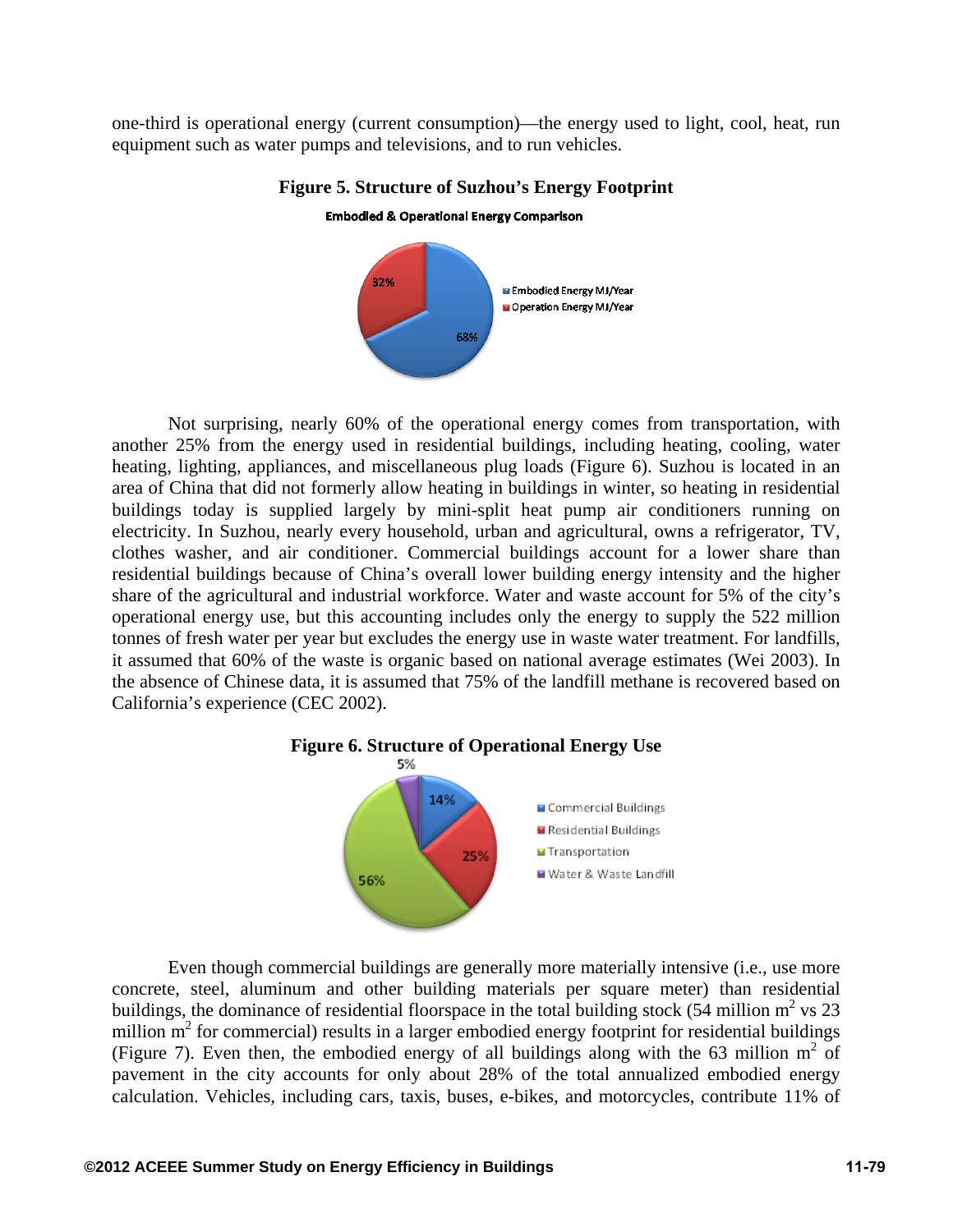one-third is operational energy (current consumption)—the energy used to light, cool, heat, run equipment such as water pumps and televisions, and to run vehicles.

**Figure 5. Structure of Suzhou's Energy Footprint**

Not surprising, nearly 60% of the operational energy comes from transportation, with another 25% from the energy used in residential buildings, including heating, cooling, water heating, lighting, appliances, and miscellaneous plug loads (Figure 6). Suzhou is located in an area of China that did not formerly allow heating in buildings in winter, so heating in residential buildings today is supplied largely by mini-split heat pump air conditioners running on electricity. In Suzhou, nearly every household, urban and agricultural, owns a refrigerator, TV, clothes washer, and air conditioner. Commercial buildings account for a lower share than residential buildings because of China's overall lower building energy intensity and the higher share of the agricultural and industrial workforce. Water and waste account for 5% of the city's operational energy use, but this accounting includes only the energy to supply the 522 million tonnes of fresh water per year but excludes the energy use in waste water treatment. For landfills, it assumed that 60% of the waste is organic based on national average estimates (Wei 2003). In the absence of Chinese data, it is assumed that 75% of the landfill methane is recovered based on California's experience (CEC 2002).

**Figure 6. Structure of Operational Energy Use**

Even though commercial buildings are generally more materially intensive (i.e., use more concrete, steel, aluminum and other building materials per square meter) than residential buildings, the dominance of residential floorspace in the total building stock (54 million m$^2$ vs 23 million m$^2$ for commercial) results in a larger embodied energy footprint for residential buildings (Figure 7). Even then, the embodied energy of all buildings along with the 63 million m$^2$ of pavement in the city accounts for only about 28% of the total annualized embodied energy calculation. Vehicles, including cars, taxis, buses, e-bikes, and motorcycles, contribute 11% of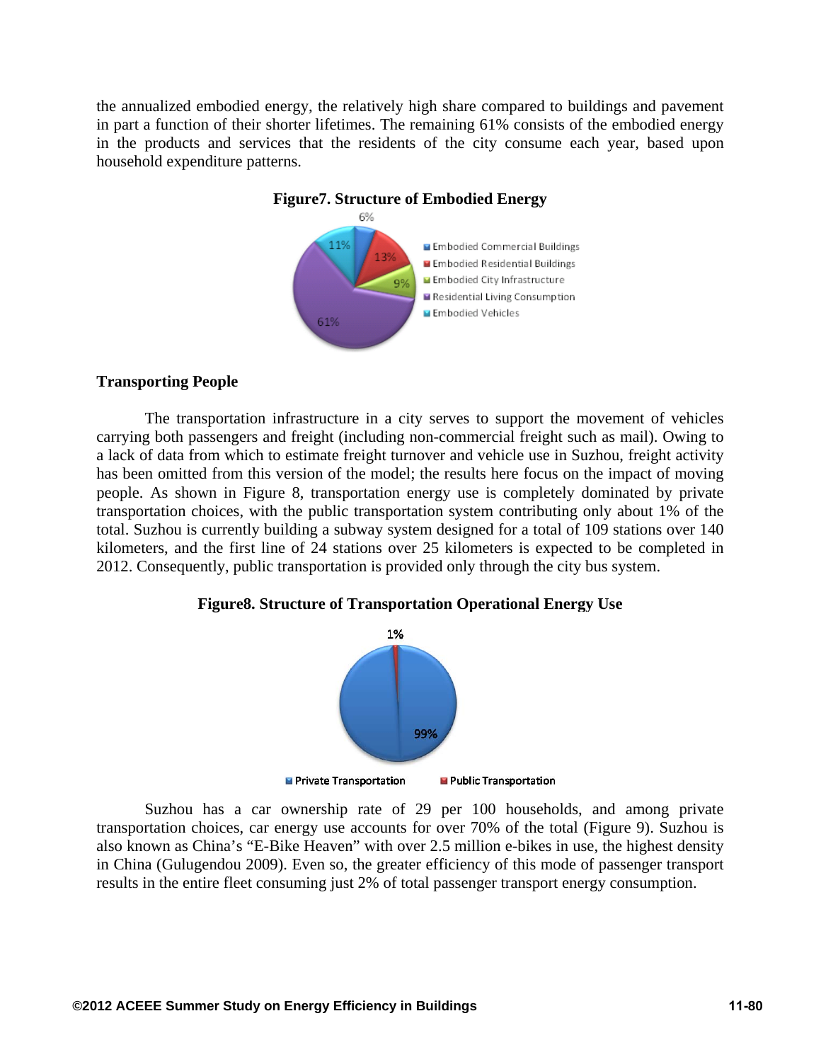the annualized embodied energy, the relatively high share compared to buildings and pavement in part a function of their shorter lifetimes. The remaining 61% consists of the embodied energy in the products and services that the residents of the city consume each year, based upon household expenditure patterns.

**Figure7. Structure of Embodied Energy**

### Transporting People

The transportation infrastructure in a city serves to support the movement of vehicles carrying both passengers and freight (including non-commercial freight such as mail). Owing to a lack of data from which to estimate freight turnover and vehicle use in Suzhou, freight activity has been omitted from this version of the model; the results here focus on the impact of moving people. As shown in Figure 8, transportation energy use is completely dominated by private transportation choices, with the public transportation system contributing only about 1% of the total. Suzhou is currently building a subway system designed for a total of 109 stations over 140 kilometers, and the first line of 24 stations over 25 kilometers is expected to be completed in 2012. Consequently, public transportation is provided only through the city bus system.

**Figure8. Structure of Transportation Operational Energy Use**

Suzhou has a car ownership rate of 29 per 100 households, and among private transportation choices, car energy use accounts for over 70% of the total (Figure 9). Suzhou is also known as China's "E-Bike Heaven" with over 2.5 million e-bikes in use, the highest density in China (Gulugendou 2009). Even so, the greater efficiency of this mode of passenger transport results in the entire fleet consuming just 2% of total passenger transport energy consumption.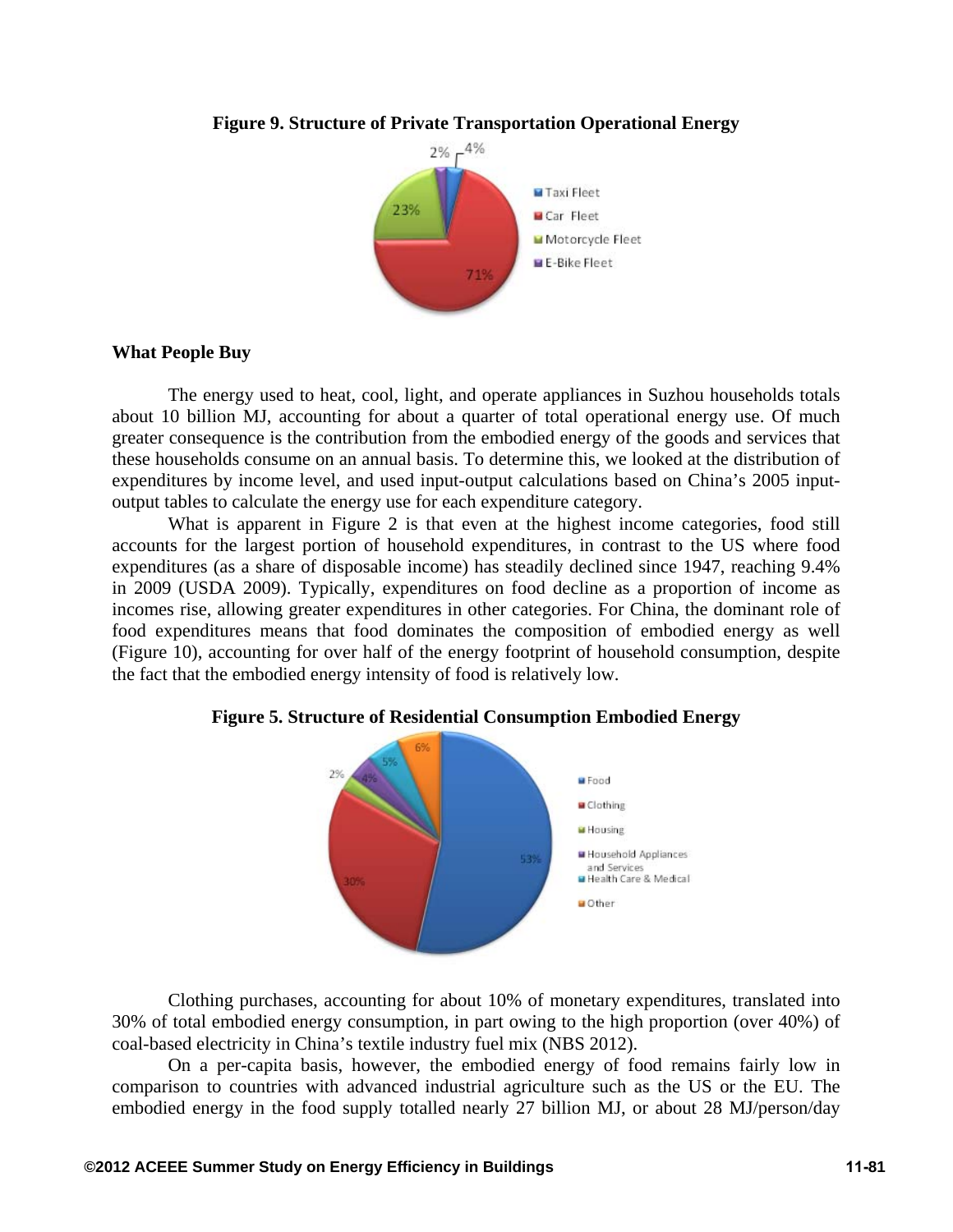**Figure 9. Structure of Private Transportation Operational Energy**

**What People Buy**

The energy used to heat, cool, light, and operate appliances in Suzhou households totals about 10 billion MJ, accounting for about a quarter of total operational energy use. Of much greater consequence is the contribution from the embodied energy of the goods and services that these households consume on an annual basis. To determine this, we looked at the distribution of expenditures by income level, and used input-output calculations based on China's 2005 input-output tables to calculate the energy use for each expenditure category.

What is apparent in Figure 2 is that even at the highest income categories, food still accounts for the largest portion of household expenditures, in contrast to the US where food expenditures (as a share of disposable income) has steadily declined since 1947, reaching 9.4% in 2009 (USDA 2009). Typically, expenditures on food decline as a proportion of income as incomes rise, allowing greater expenditures in other categories. For China, the dominant role of food expenditures means that food dominates the composition of embodied energy as well (Figure 10), accounting for over half of the energy footprint of household consumption, despite the fact that the embodied energy intensity of food is relatively low.

**Figure 5. Structure of Residential Consumption Embodied Energy**

Clothing purchases, accounting for about 10% of monetary expenditures, translated into 30% of total embodied energy consumption, in part owing to the high proportion (over 40%) of coal-based electricity in China's textile industry fuel mix (NBS 2012).

On a per-capita basis, however, the embodied energy of food remains fairly low in comparison to countries with advanced industrial agriculture such as the US or the EU. The embodied energy in the food supply totalled nearly 27 billion MJ, or about 28 MJ/person/day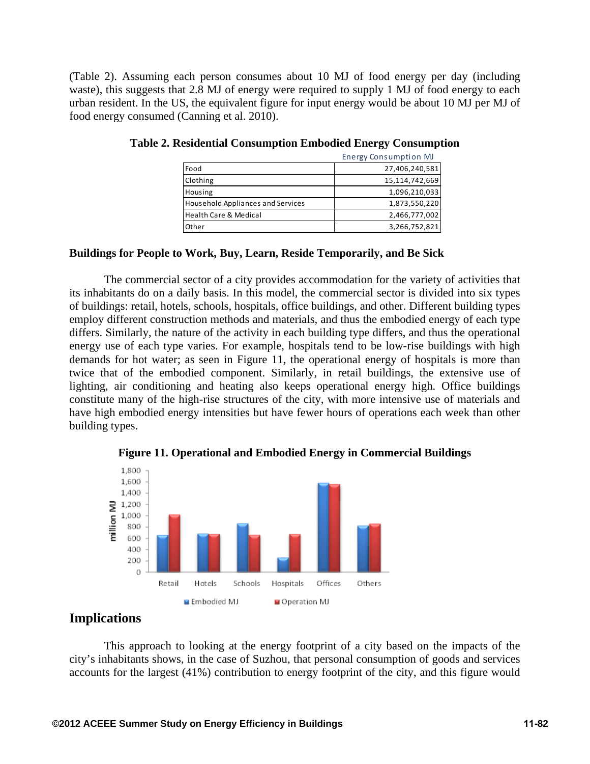(Table 2). Assuming each person consumes about 10 MJ of food energy per day (including waste), this suggests that 2.8 MJ of energy were required to supply 1 MJ of food energy to each urban resident. In the US, the equivalent figure for input energy would be about 10 MJ per MJ of food energy consumed (Canning et al. 2010).

**Table 2. Residential Consumption Embodied Energy Consumption**

| | Energy Consumption MJ |
|---|---|
| Food | 27,406,240,581 |
| Clothing | 15,114,742,669 |
| Housing | 1,096,210,033 |
| Household Appliances and Services | 1,873,550,220 |
| Health Care & Medical | 2,466,777,002 |
| Other | 3,266,752,821 |

**Buildings for People to Work, Buy, Learn, Reside Temporarily, and Be Sick**

The commercial sector of a city provides accommodation for the variety of activities that its inhabitants do on a daily basis. In this model, the commercial sector is divided into six types of buildings: retail, hotels, schools, hospitals, office buildings, and other. Different building types employ different construction methods and materials, and thus the embodied energy of each type differs. Similarly, the nature of the activity in each building type differs, and thus the operational energy use of each type varies. For example, hospitals tend to be low-rise buildings with high demands for hot water; as seen in Figure 11, the operational energy of hospitals is more than twice that of the embodied component. Similarly, in retail buildings, the extensive use of lighting, air conditioning and heating also keeps operational energy high. Office buildings constitute many of the high-rise structures of the city, with more intensive use of materials and have high embodied energy intensities but have fewer hours of operations each week than other building types.

**Figure 11. Operational and Embodied Energy in Commercial Buildings**

## Implications

This approach to looking at the energy footprint of a city based on the impacts of the city's inhabitants shows, in the case of Suzhou, that personal consumption of goods and services accounts for the largest (41%) contribution to energy footprint of the city, and this figure would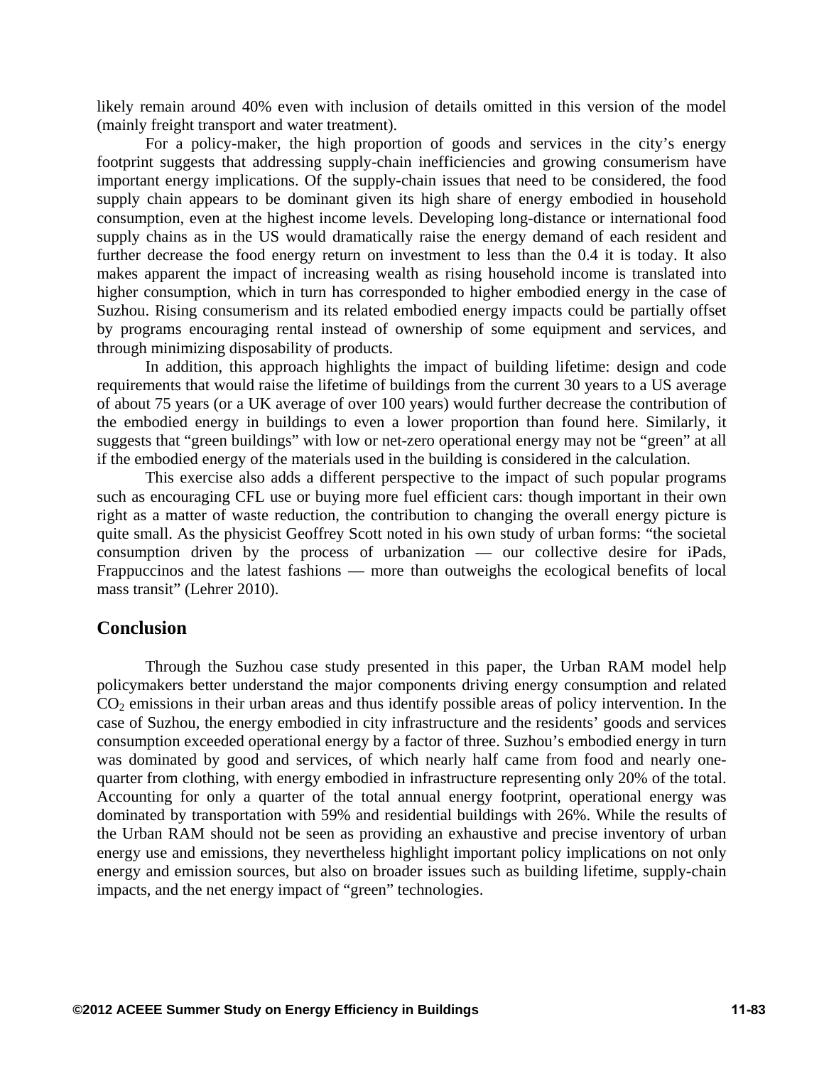likely remain around 40% even with inclusion of details omitted in this version of the model (mainly freight transport and water treatment).

For a policy-maker, the high proportion of goods and services in the city's energy footprint suggests that addressing supply-chain inefficiencies and growing consumerism have important energy implications. Of the supply-chain issues that need to be considered, the food supply chain appears to be dominant given its high share of energy embodied in household consumption, even at the highest income levels. Developing long-distance or international food supply chains as in the US would dramatically raise the energy demand of each resident and further decrease the food energy return on investment to less than the 0.4 it is today. It also makes apparent the impact of increasing wealth as rising household income is translated into higher consumption, which in turn has corresponded to higher embodied energy in the case of Suzhou. Rising consumerism and its related embodied energy impacts could be partially offset by programs encouraging rental instead of ownership of some equipment and services, and through minimizing disposability of products.

In addition, this approach highlights the impact of building lifetime: design and code requirements that would raise the lifetime of buildings from the current 30 years to a US average of about 75 years (or a UK average of over 100 years) would further decrease the contribution of the embodied energy in buildings to even a lower proportion than found here. Similarly, it suggests that "green buildings" with low or net-zero operational energy may not be "green" at all if the embodied energy of the materials used in the building is considered in the calculation.

This exercise also adds a different perspective to the impact of such popular programs such as encouraging CFL use or buying more fuel efficient cars: though important in their own right as a matter of waste reduction, the contribution to changing the overall energy picture is quite small. As the physicist Geoffrey Scott noted in his own study of urban forms: "the societal consumption driven by the process of urbanization — our collective desire for iPads, Frappuccinos and the latest fashions — more than outweighs the ecological benefits of local mass transit" (Lehrer 2010).

## Conclusion

Through the Suzhou case study presented in this paper, the Urban RAM model help policymakers better understand the major components driving energy consumption and related $CO_2$ emissions in their urban areas and thus identify possible areas of policy intervention. In the case of Suzhou, the energy embodied in city infrastructure and the residents' goods and services consumption exceeded operational energy by a factor of three. Suzhou's embodied energy in turn was dominated by good and services, of which nearly half came from food and nearly one-quarter from clothing, with energy embodied in infrastructure representing only 20% of the total. Accounting for only a quarter of the total annual energy footprint, operational energy was dominated by transportation with 59% and residential buildings with 26%. While the results of the Urban RAM should not be seen as providing an exhaustive and precise inventory of urban energy use and emissions, they nevertheless highlight important policy implications on not only energy and emission sources, but also on broader issues such as building lifetime, supply-chain impacts, and the net energy impact of "green" technologies.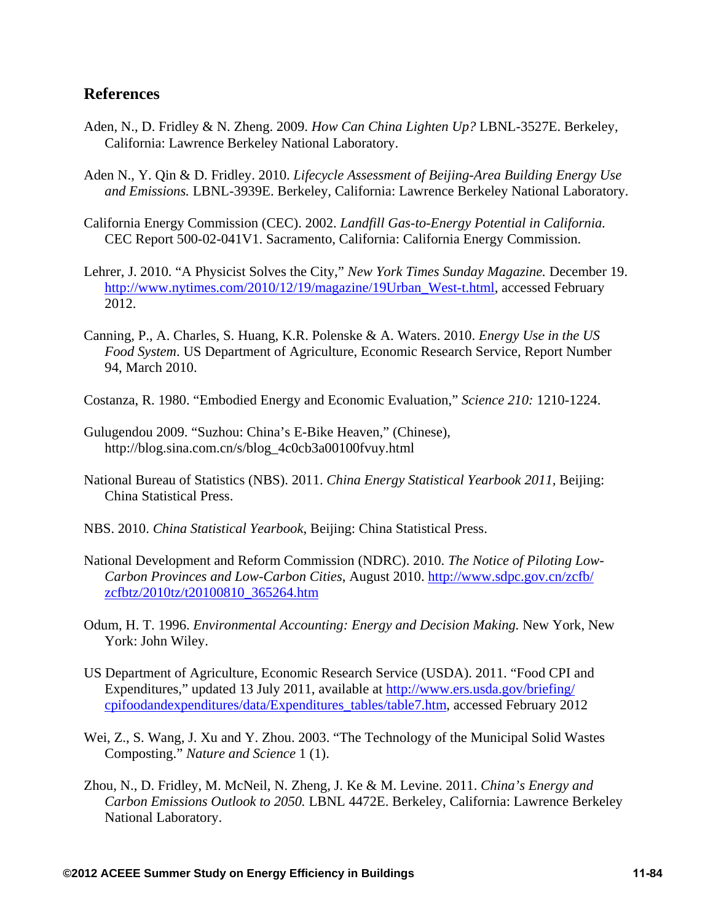## References

Aden, N., D. Fridley & N. Zheng. 2009. *How Can China Lighten Up?* LBNL-3527E. Berkeley, California: Lawrence Berkeley National Laboratory.

Aden N., Y. Qin & D. Fridley. 2010. *Lifecycle Assessment of Beijing-Area Building Energy Use and Emissions.* LBNL-3939E. Berkeley, California: Lawrence Berkeley National Laboratory.

California Energy Commission (CEC). 2002. *Landfill Gas-to-Energy Potential in California.* CEC Report 500-02-041V1. Sacramento, California: California Energy Commission.

Lehrer, J. 2010. "A Physicist Solves the City," *New York Times Sunday Magazine.* December 19. http://www.nytimes.com/2010/12/19/magazine/19Urban_West-t.html, accessed February 2012.

Canning, P., A. Charles, S. Huang, K.R. Polenske & A. Waters. 2010. *Energy Use in the US Food System*. US Department of Agriculture, Economic Research Service, Report Number 94, March 2010.

Costanza, R. 1980. "Embodied Energy and Economic Evaluation," *Science 210:* 1210-1224.

Gulugendou 2009. "Suzhou: China's E-Bike Heaven," (Chinese), http://blog.sina.com.cn/s/blog_4c0cb3a00100fvuy.html

National Bureau of Statistics (NBS). 2011. *China Energy Statistical Yearbook 2011*, Beijing: China Statistical Press.

NBS. 2010. *China Statistical Yearbook*, Beijing: China Statistical Press.

National Development and Reform Commission (NDRC). 2010. *The Notice of Piloting Low-Carbon Provinces and Low-Carbon Cities*, August 2010. http://www.sdpc.gov.cn/zcfb/zcfbtz/2010tz/t20100810_365264.htm

Odum, H. T. 1996. *Environmental Accounting: Energy and Decision Making.* New York, New York: John Wiley.

US Department of Agriculture, Economic Research Service (USDA). 2011. "Food CPI and Expenditures," updated 13 July 2011, available at http://www.ers.usda.gov/briefing/cpifoodandexpenditures/data/Expenditures_tables/table7.htm, accessed February 2012

Wei, Z., S. Wang, J. Xu and Y. Zhou. 2003. "The Technology of the Municipal Solid Wastes Composting." *Nature and Science* 1 (1).

Zhou, N., D. Fridley, M. McNeil, N. Zheng, J. Ke & M. Levine. 2011. *China's Energy and Carbon Emissions Outlook to 2050.* LBNL 4472E. Berkeley, California: Lawrence Berkeley National Laboratory.